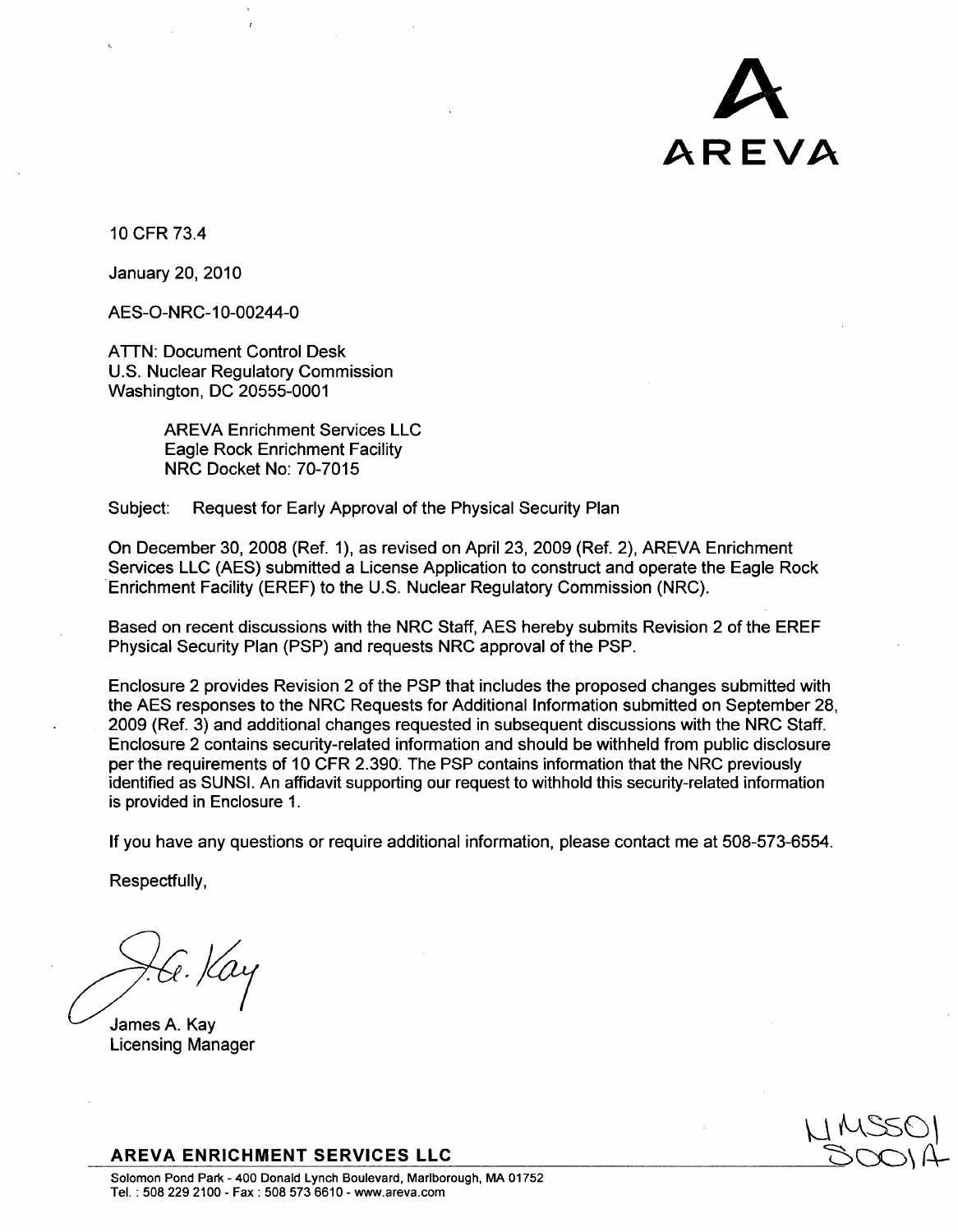AREVA

10 CFR 73.4

January 20, 2010

AES-O-NRC-10-00244-0

ATTN: Document Control Desk
U.S. Nuclear Regulatory Commission
Washington, DC 20555-0001

AREVA Enrichment Services LLC
Eagle Rock Enrichment Facility
NRC Docket No: 70-7015

Subject: Request for Early Approval of the Physical Security Plan

On December 30, 2008 (Ref. 1), as revised on April 23, 2009 (Ref. 2), AREVA Enrichment Services LLC (AES) submitted a License Application to construct and operate the Eagle Rock Enrichment Facility (EREF) to the U.S. Nuclear Regulatory Commission (NRC).

Based on recent discussions with the NRC Staff, AES hereby submits Revision 2 of the EREF Physical Security Plan (PSP) and requests NRC approval of the PSP.

Enclosure 2 provides Revision 2 of the PSP that includes the proposed changes submitted with the AES responses to the NRC Requests for Additional Information submitted on September 28, 2009 (Ref. 3) and additional changes requested in subsequent discussions with the NRC Staff. Enclosure 2 contains security-related information and should be withheld from public disclosure per the requirements of 10 CFR 2.390. The PSP contains information that the NRC previously identified as SUNSI. An affidavit supporting our request to withhold this security-related information is provided in Enclosure 1.

If you have any questions or require additional information, please contact me at 508-573-6554.

Respectfully,

J.A. Kay

James A. Kay
Licensing Manager

NMSS01
S001A

**AREVA ENRICHMENT SERVICES LLC**

Solomon Pond Park - 400 Donald Lynch Boulevard, Marlborough, MA 01752
Tel. : 508 229 2100 - Fax : 508 573 6610 - www.areva.com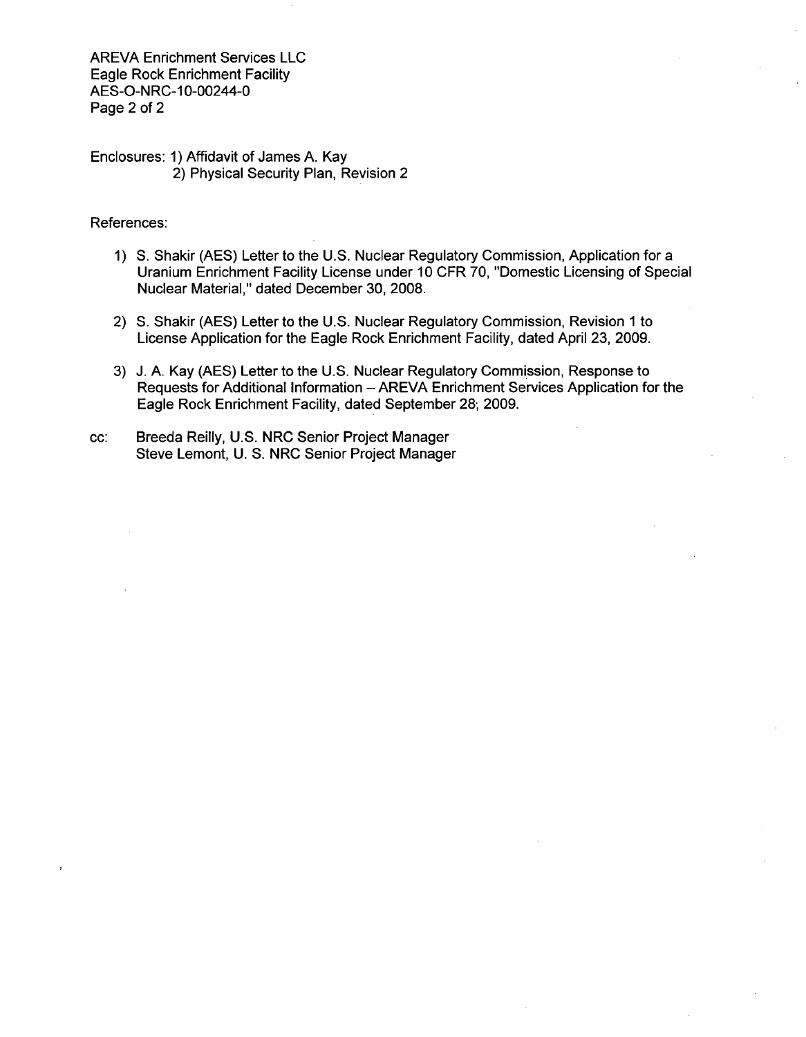AREVA Enrichment Services LLC
Eagle Rock Enrichment Facility
AES-O-NRC-10-00244-0

Enclosures: 1) Affidavit of James A. Kay
2) Physical Security Plan, Revision 2

References:

1) S. Shakir (AES) Letter to the U.S. Nuclear Regulatory Commission, Application for a Uranium Enrichment Facility License under 10 CFR 70, "Domestic Licensing of Special Nuclear Material," dated December 30, 2008.

2) S. Shakir (AES) Letter to the U.S. Nuclear Regulatory Commission, Revision 1 to License Application for the Eagle Rock Enrichment Facility, dated April 23, 2009.

3) J. A. Kay (AES) Letter to the U.S. Nuclear Regulatory Commission, Response to Requests for Additional Information – AREVA Enrichment Services Application for the Eagle Rock Enrichment Facility, dated September 28, 2009.

cc: Breeda Reilly, U.S. NRC Senior Project Manager
Steve Lemont, U. S. NRC Senior Project Manager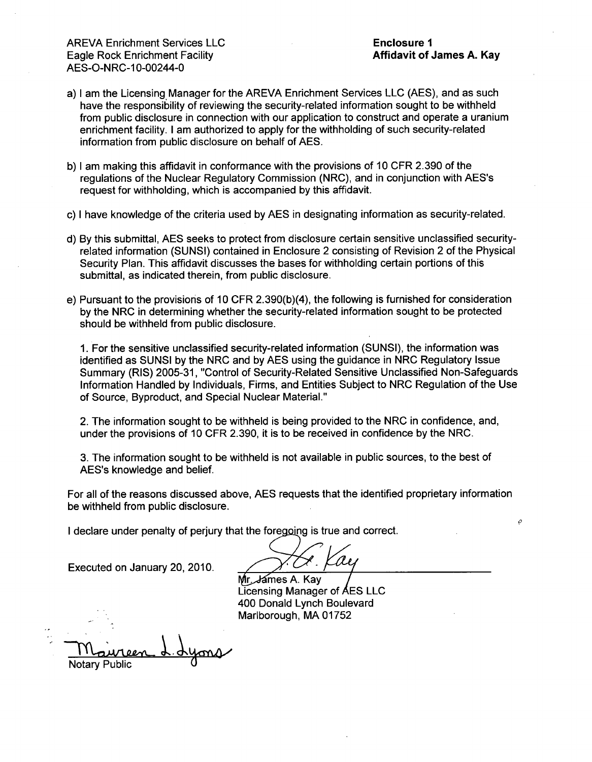AREVA Enrichment Services LLC
Eagle Rock Enrichment Facility
AES-O-NRC-10-00244-0

**Enclosure 1**
**Affidavit of James A. Kay**

a) I am the Licensing Manager for the AREVA Enrichment Services LLC (AES), and as such have the responsibility of reviewing the security-related information sought to be withheld from public disclosure in connection with our application to construct and operate a uranium enrichment facility. I am authorized to apply for the withholding of such security-related information from public disclosure on behalf of AES.

b) I am making this affidavit in conformance with the provisions of 10 CFR 2.390 of the regulations of the Nuclear Regulatory Commission (NRC), and in conjunction with AES's request for withholding, which is accompanied by this affidavit.

c) I have knowledge of the criteria used by AES in designating information as security-related.

d) By this submittal, AES seeks to protect from disclosure certain sensitive unclassified security-related information (SUNSI) contained in Enclosure 2 consisting of Revision 2 of the Physical Security Plan. This affidavit discusses the bases for withholding certain portions of this submittal, as indicated therein, from public disclosure.

e) Pursuant to the provisions of 10 CFR 2.390(b)(4), the following is furnished for consideration by the NRC in determining whether the security-related information sought to be protected should be withheld from public disclosure.

1. For the sensitive unclassified security-related information (SUNSI), the information was identified as SUNSI by the NRC and by AES using the guidance in NRC Regulatory Issue Summary (RIS) 2005-31, "Control of Security-Related Sensitive Unclassified Non-Safeguards Information Handled by Individuals, Firms, and Entities Subject to NRC Regulation of the Use of Source, Byproduct, and Special Nuclear Material."

2. The information sought to be withheld is being provided to the NRC in confidence, and, under the provisions of 10 CFR 2.390, it is to be received in confidence by the NRC.

3. The information sought to be withheld is not available in public sources, to the best of AES's knowledge and belief.

For all of the reasons discussed above, AES requests that the identified proprietary information be withheld from public disclosure.

I declare under penalty of perjury that the foregoing is true and correct.

Executed on January 20, 2010.

Mr. James A. Kay
Licensing Manager of AES LLC
400 Donald Lynch Boulevard
Marlborough, MA 01752

Maureen L. Lyons
Notary Public